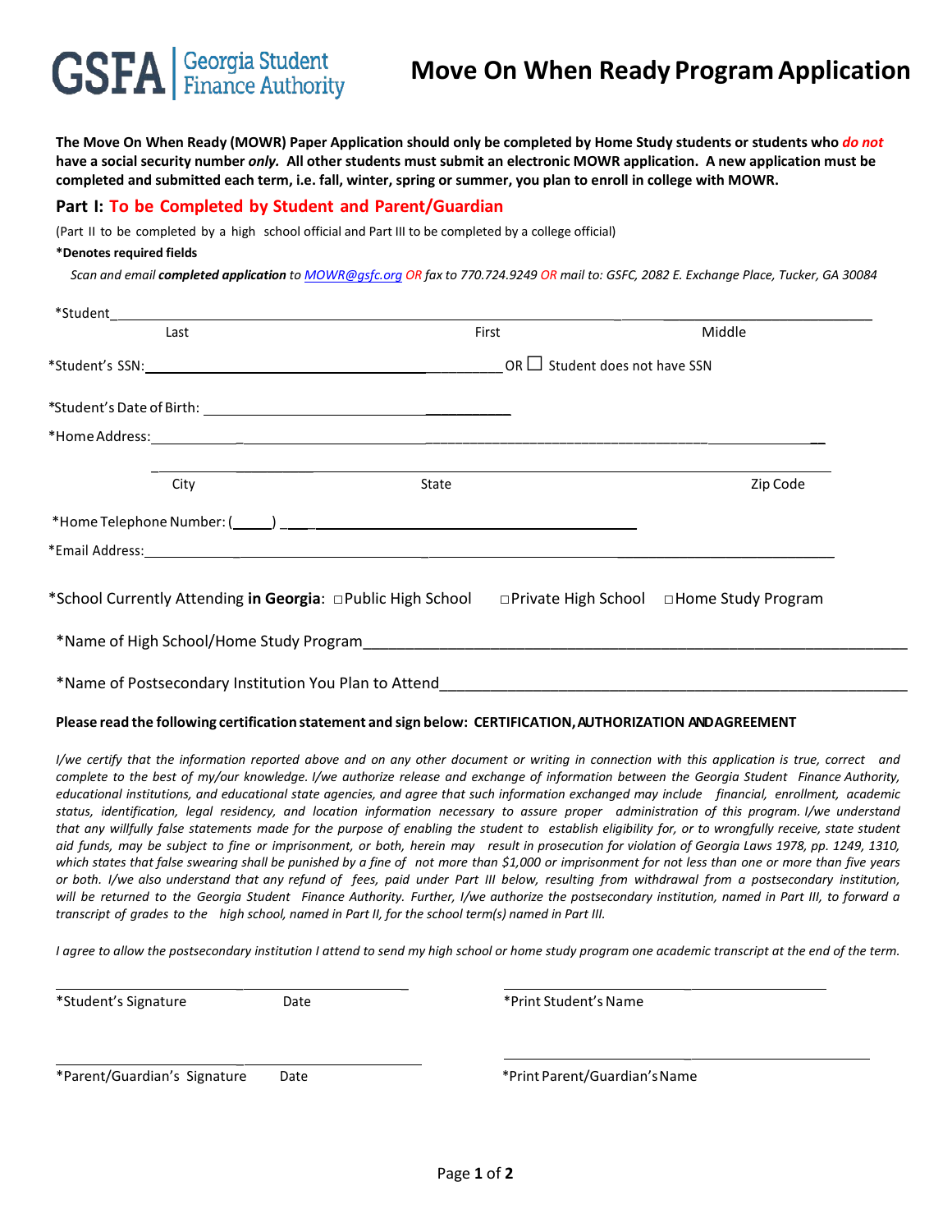GSFA | Georgia Student Finance Authority

# Move On When Ready Program Application

**The Move On When Ready (MOWR) Paper Application should only be completed by Home Study students or students who *do not* have a social security number *only*. All other students must submit an electronic MOWR application. A new application must be completed and submitted each term, i.e. fall, winter, spring or summer, you plan to enroll in college with MOWR.**

## Part I: To be Completed by Student and Parent/Guardian

(Part II to be completed by a high school official and Part III to be completed by a college official)

**\*Denotes required fields**

*Scan and email **completed application** to MOWR@gsfc.org OR fax to 770.724.9249 OR mail to: GSFC, 2082 E. Exchange Place, Tucker, GA 30084*

*Student________________________________________________________________
Last First Middle

*Student's SSN:_________________________ OR ☐ Student does not have SSN

*Student's Date of Birth: _________________________

*Home Address:________________________________________________________

________________________________________________________________________
City State Zip Code

*Home Telephone Number: (_____) ____________________________

*Email Address:________________________________________________________

*School Currently Attending **in Georgia**: ☐ Public High School ☐ Private High School ☐ Home Study Program

*Name of High School/Home Study Program________________________________________________

*Name of Postsecondary Institution You Plan to Attend______________________________________

**Please read the following certification statement and sign below: CERTIFICATION, AUTHORIZATION AND AGREEMENT**

*I/we certify that the information reported above and on any other document or writing in connection with this application is true, correct and complete to the best of my/our knowledge. I/we authorize release and exchange of information between the Georgia Student Finance Authority, educational institutions, and educational state agencies, and agree that such information exchanged may include financial, enrollment, academic status, identification, legal residency, and location information necessary to assure proper administration of this program. I/we understand that any willfully false statements made for the purpose of enabling the student to establish eligibility for, or to wrongfully receive, state student aid funds, may be subject to fine or imprisonment, or both, herein may result in prosecution for violation of Georgia Laws 1978, pp. 1249, 1310, which states that false swearing shall be punished by a fine of not more than $1,000 or imprisonment for not less than one or more than five years or both. I/we also understand that any refund of fees, paid under Part III below, resulting from withdrawal from a postsecondary institution, will be returned to the Georgia Student Finance Authority. Further, I/we authorize the postsecondary institution, named in Part III, to forward a transcript of grades to the high school, named in Part II, for the school term(s) named in Part III.*

*I agree to allow the postsecondary institution I attend to send my high school or home study program one academic transcript at the end of the term.*

_______________________________ _______________________________
*Student's Signature Date *Print Student's Name

_______________________________ _______________________________
*Parent/Guardian's Signature Date *Print Parent/Guardian's Name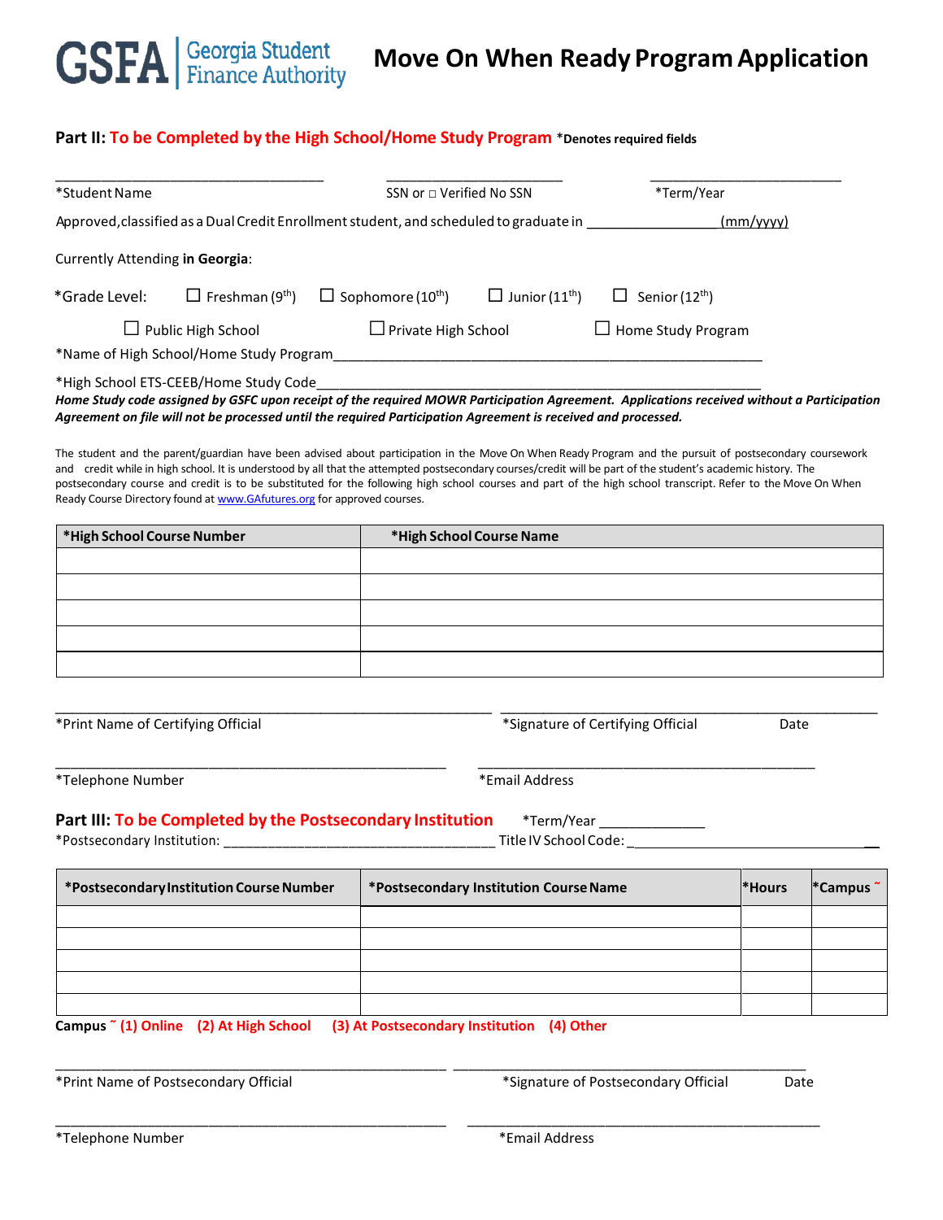GSFA Georgia Student Finance Authority

# Move On When Ready Program Application

## Part II: To be Completed by the High School/Home Study Program *Denotes required fields

___________________________________ ________________________ __________________________

*Student Name SSN or □ Verified No SSN *Term/Year

Approved, classified as a Dual Credit Enrollment student, and scheduled to graduate in ________________(mm/yyyy)

Currently Attending **in Georgia**:

*Grade Level: ☐ Freshman (9th) ☐ Sophomore (10th) ☐ Junior (11th) ☐ Senior (12th)

☐ Public High School ☐ Private High School ☐ Home Study Program

*Name of High School/Home Study Program_______________________________________________________

*High School ETS-CEEB/Home Study Code_______________________________________________________

***Home Study code assigned by GSFC upon receipt of the required MOWR Participation Agreement. Applications received without a Participation Agreement on file will not be processed until the required Participation Agreement is received and processed.***

The student and the parent/guardian have been advised about participation in the Move On When Ready Program and the pursuit of postsecondary coursework and credit while in high school. It is understood by all that the attempted postsecondary courses/credit will be part of the student's academic history. The postsecondary course and credit is to be substituted for the following high school courses and part of the high school transcript. Refer to the Move On When Ready Course Directory found at www.GAfutures.org for approved courses.

| *High School Course Number | *High School Course Name |
|---|---|
| | |
| | |
| | |
| | |
| | |

___________________________________________ ___________________________________________

*Print Name of Certifying Official *Signature of Certifying Official Date

___________________________________________ ___________________________________________

*Telephone Number *Email Address

## Part III: To be Completed by the Postsecondary Institution *Term/Year _____________

*Postsecondary Institution: ___________________________________ Title IV School Code: ___________________________

| *Postsecondary Institution Course Number | *Postsecondary Institution Course Name | *Hours | *Campus ˜ |
|---|---|---|---|
| | | | |
| | | | |
| | | | |
| | | | |
| | | | |

**Campus ˜ (1) Online (2) At High School (3) At Postsecondary Institution (4) Other**

___________________________________________ ___________________________________________

*Print Name of Postsecondary Official *Signature of Postsecondary Official Date

___________________________________________ ___________________________________________

*Telephone Number *Email Address